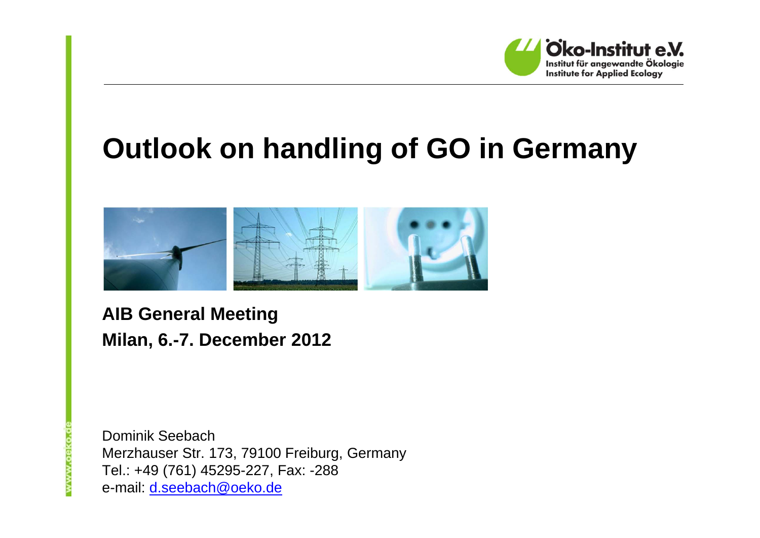Öko-Institut e.V.
Institut für angewandte Ökologie
Institute for Applied Ecology

# Outlook on handling of GO in Germany

**AIB General Meeting**
**Milan, 6.-7. December 2012**

Dominik Seebach
Merzhauser Str. 173, 79100 Freiburg, Germany
Tel.: +49 (761) 45295-227, Fax: -288
e-mail: d.seebach@oeko.de

www.oeko.de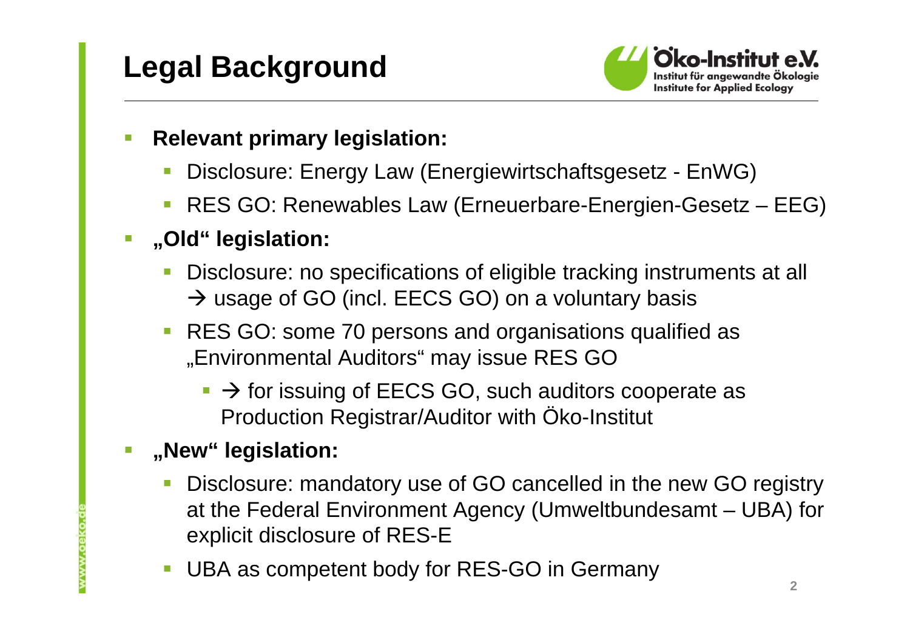# Legal Background

- **Relevant primary legislation:**
  - Disclosure: Energy Law (Energiewirtschaftsgesetz - EnWG)
  - RES GO: Renewables Law (Erneuerbare-Energien-Gesetz – EEG)
- **„Old" legislation:**
  - Disclosure: no specifications of eligible tracking instruments at all → usage of GO (incl. EECS GO) on a voluntary basis
  - RES GO: some 70 persons and organisations qualified as „Environmental Auditors" may issue RES GO
    - → for issuing of EECS GO, such auditors cooperate as Production Registrar/Auditor with Öko-Institut
- **„New" legislation:**
  - Disclosure: mandatory use of GO cancelled in the new GO registry at the Federal Environment Agency (Umweltbundesamt – UBA) for explicit disclosure of RES-E
  - UBA as competent body for RES-GO in Germany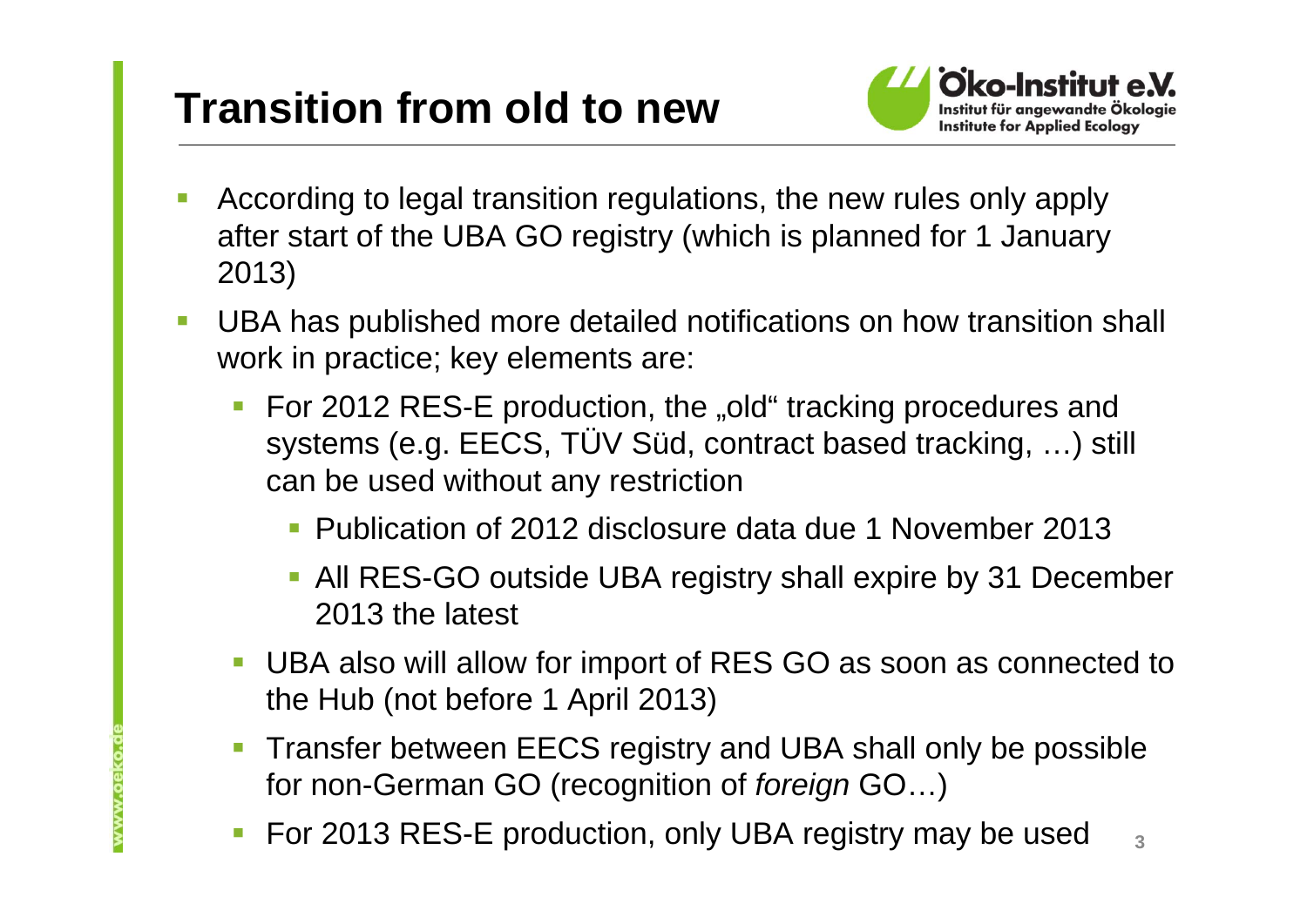# Transition from old to new

- According to legal transition regulations, the new rules only apply after start of the UBA GO registry (which is planned for 1 January 2013)
- UBA has published more detailed notifications on how transition shall work in practice; key elements are:
  - For 2012 RES-E production, the „old" tracking procedures and systems (e.g. EECS, TÜV Süd, contract based tracking, …) still can be used without any restriction
    - Publication of 2012 disclosure data due 1 November 2013
    - All RES-GO outside UBA registry shall expire by 31 December 2013 the latest
  - UBA also will allow for import of RES GO as soon as connected to the Hub (not before 1 April 2013)
  - Transfer between EECS registry and UBA shall only be possible for non-German GO (recognition of *foreign* GO…)
  - For 2013 RES-E production, only UBA registry may be used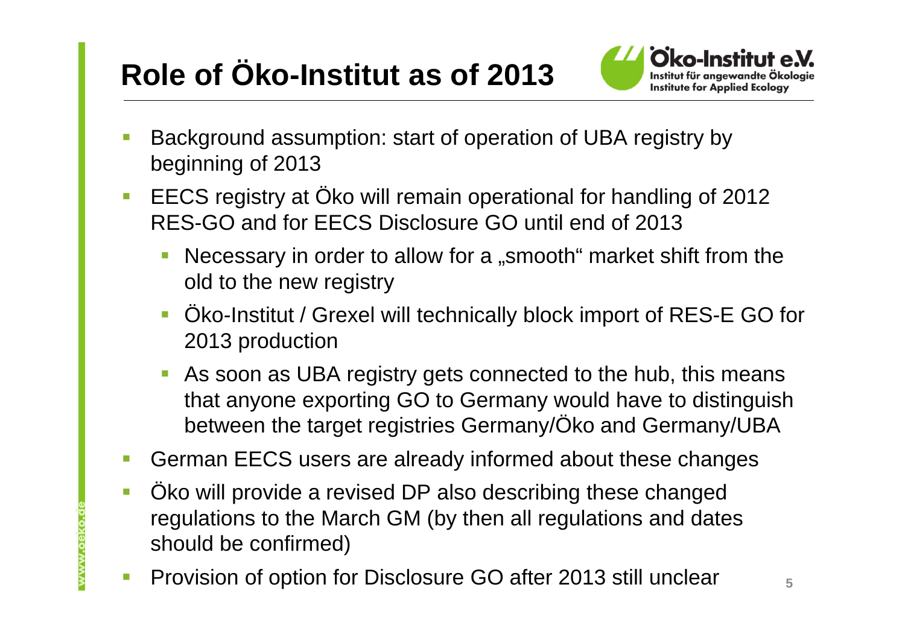# Role of Öko-Institut as of 2013

- Background assumption: start of operation of UBA registry by beginning of 2013
- EECS registry at Öko will remain operational for handling of 2012 RES-GO and for EECS Disclosure GO until end of 2013
  - Necessary in order to allow for a „smooth" market shift from the old to the new registry
  - Öko-Institut / Grexel will technically block import of RES-E GO for 2013 production
  - As soon as UBA registry gets connected to the hub, this means that anyone exporting GO to Germany would have to distinguish between the target registries Germany/Öko and Germany/UBA
- German EECS users are already informed about these changes
- Öko will provide a revised DP also describing these changed regulations to the March GM (by then all regulations and dates should be confirmed)
- Provision of option for Disclosure GO after 2013 still unclear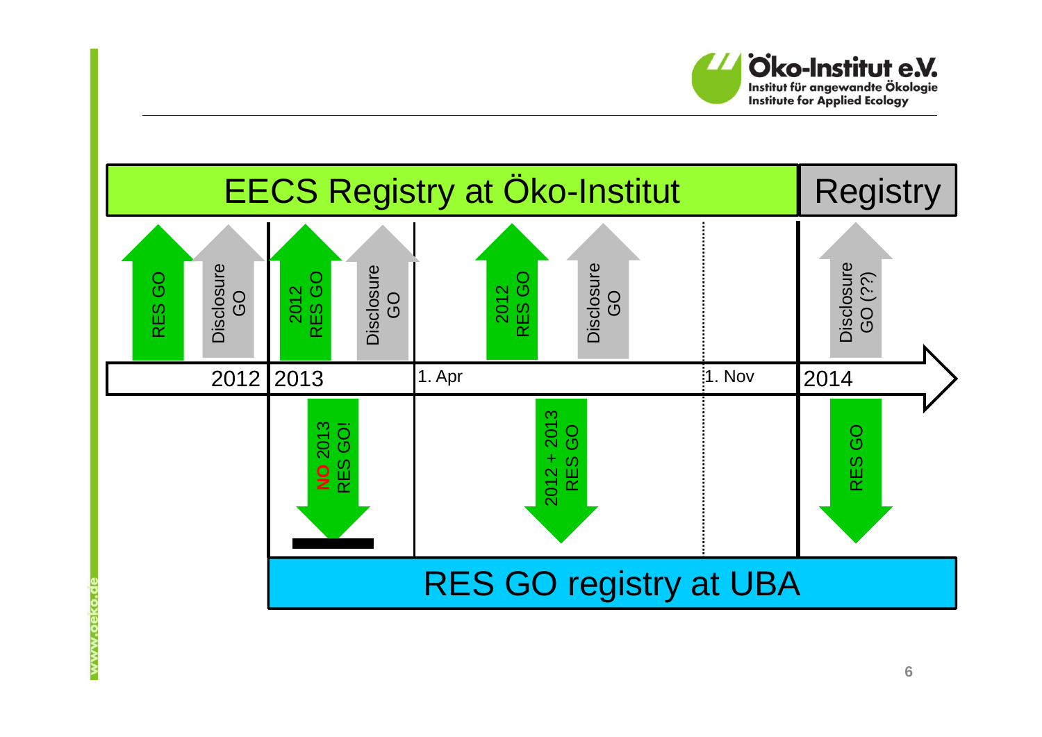EECS Registry at Öko-Institut | Registry

- RES GO
- Disclosure GO
- 2012 RES GO
- Disclosure GO
- 2012 RES GO
- Disclosure GO
- Disclosure GO (??)

2012 | 2013 | 1. Apr | 1. Nov | 2014

- **NO** 2013 RES GO!
- 2012 + 2013 RES GO
- RES GO

RES GO registry at UBA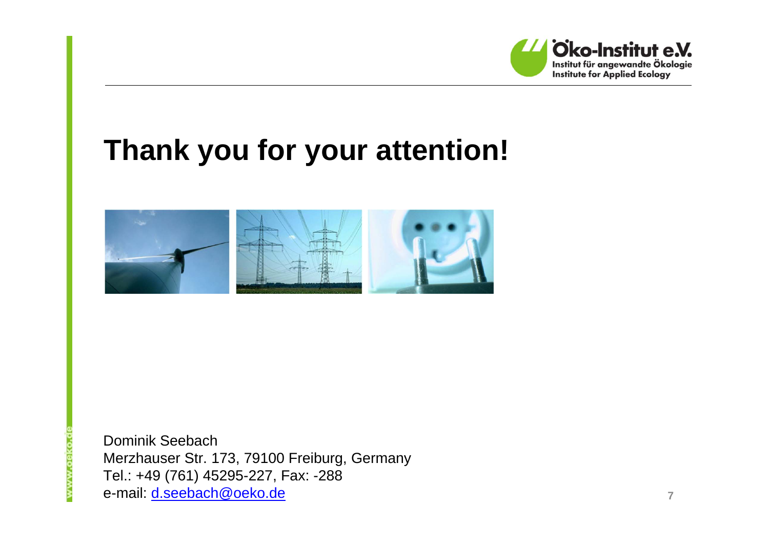# Thank you for your attention!

Dominik Seebach
Merzhauser Str. 173, 79100 Freiburg, Germany
Tel.: +49 (761) 45295-227, Fax: -288
e-mail: d.seebach@oeko.de